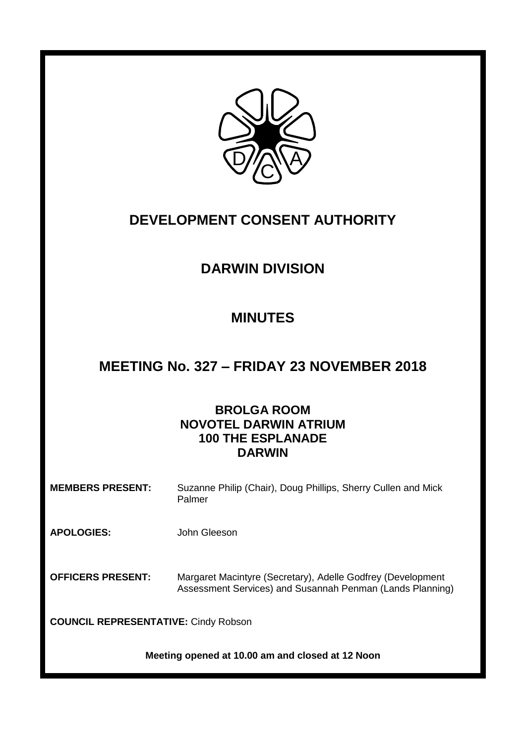# DEVELOPMENT CONSENT AUTHORITY

## DARWIN DIVISION

## MINUTES

## MEETING No. 327 – FRIDAY 23 NOVEMBER 2018

**BROLGA ROOM**
**NOVOTEL DARWIN ATRIUM**
**100 THE ESPLANADE**
**DARWIN**

**MEMBERS PRESENT:** Suzanne Philip (Chair), Doug Phillips, Sherry Cullen and Mick Palmer

**APOLOGIES:** John Gleeson

**OFFICERS PRESENT:** Margaret Macintyre (Secretary), Adelle Godfrey (Development Assessment Services) and Susannah Penman (Lands Planning)

**COUNCIL REPRESENTATIVE:** Cindy Robson

**Meeting opened at 10.00 am and closed at 12 Noon**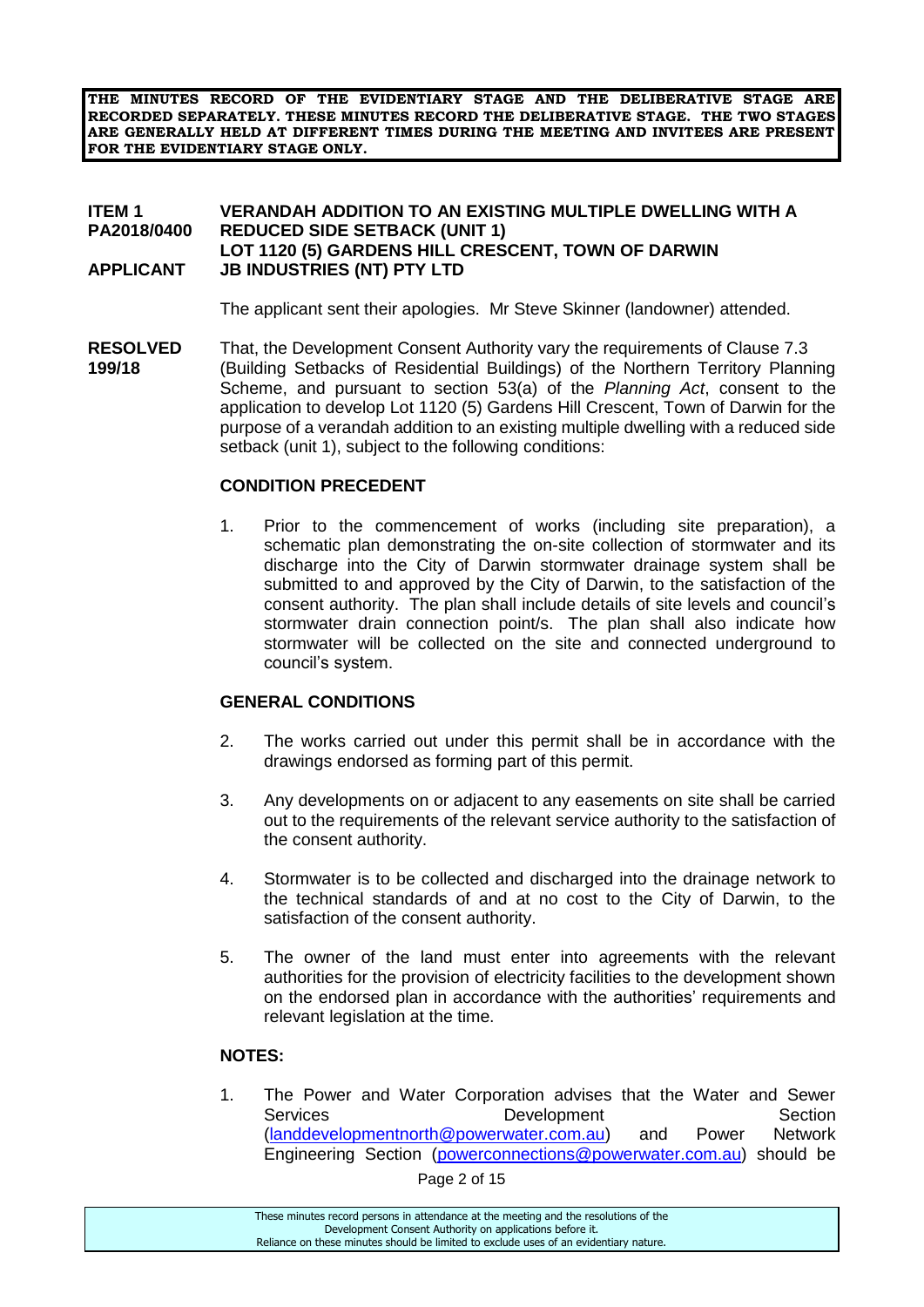**THE MINUTES RECORD OF THE EVIDENTIARY STAGE AND THE DELIBERATIVE STAGE ARE RECORDED SEPARATELY. THESE MINUTES RECORD THE DELIBERATIVE STAGE. THE TWO STAGES ARE GENERALLY HELD AT DIFFERENT TIMES DURING THE MEETING AND INVITEES ARE PRESENT FOR THE EVIDENTIARY STAGE ONLY.**

**ITEM 1** **VERANDAH ADDITION TO AN EXISTING MULTIPLE DWELLING WITH A**
**PA2018/0400** **REDUCED SIDE SETBACK (UNIT 1)**
**LOT 1120 (5) GARDENS HILL CRESCENT, TOWN OF DARWIN**
**APPLICANT** **JB INDUSTRIES (NT) PTY LTD**

The applicant sent their apologies. Mr Steve Skinner (landowner) attended.

**RESOLVED 199/18**

That, the Development Consent Authority vary the requirements of Clause 7.3 (Building Setbacks of Residential Buildings) of the Northern Territory Planning Scheme, and pursuant to section 53(a) of the *Planning Act*, consent to the application to develop Lot 1120 (5) Gardens Hill Crescent, Town of Darwin for the purpose of a verandah addition to an existing multiple dwelling with a reduced side setback (unit 1), subject to the following conditions:

**CONDITION PRECEDENT**

1. Prior to the commencement of works (including site preparation), a schematic plan demonstrating the on-site collection of stormwater and its discharge into the City of Darwin stormwater drainage system shall be submitted to and approved by the City of Darwin, to the satisfaction of the consent authority. The plan shall include details of site levels and council's stormwater drain connection point/s. The plan shall also indicate how stormwater will be collected on the site and connected underground to council's system.

**GENERAL CONDITIONS**

2. The works carried out under this permit shall be in accordance with the drawings endorsed as forming part of this permit.

3. Any developments on or adjacent to any easements on site shall be carried out to the requirements of the relevant service authority to the satisfaction of the consent authority.

4. Stormwater is to be collected and discharged into the drainage network to the technical standards of and at no cost to the City of Darwin, to the satisfaction of the consent authority.

5. The owner of the land must enter into agreements with the relevant authorities for the provision of electricity facilities to the development shown on the endorsed plan in accordance with the authorities' requirements and relevant legislation at the time.

**NOTES:**

1. The Power and Water Corporation advises that the Water and Sewer Services Development Section (landdevelopmentnorth@powerwater.com.au) and Power Network Engineering Section (powerconnections@powerwater.com.au) should be

These minutes record persons in attendance at the meeting and the resolutions of the Development Consent Authority on applications before it. Reliance on these minutes should be limited to exclude uses of an evidentiary nature.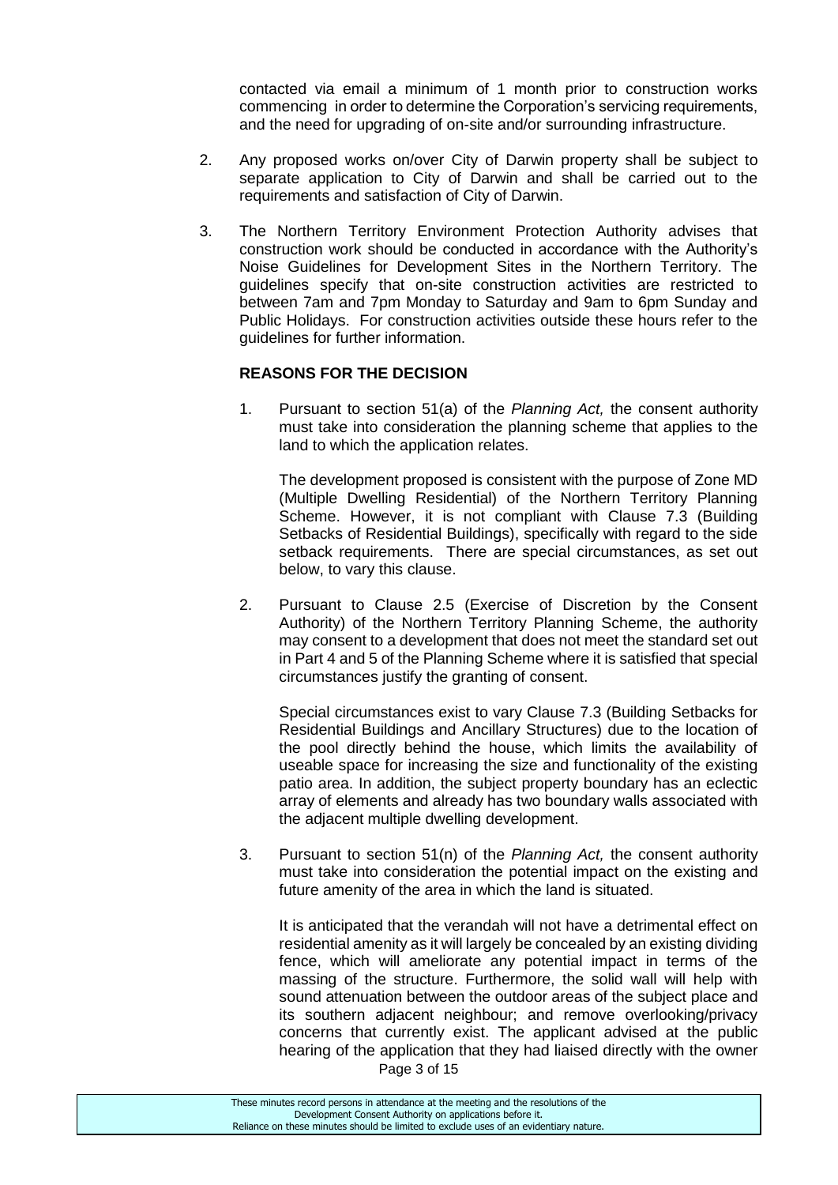contacted via email a minimum of 1 month prior to construction works commencing in order to determine the Corporation's servicing requirements, and the need for upgrading of on-site and/or surrounding infrastructure.

2. Any proposed works on/over City of Darwin property shall be subject to separate application to City of Darwin and shall be carried out to the requirements and satisfaction of City of Darwin.

3. The Northern Territory Environment Protection Authority advises that construction work should be conducted in accordance with the Authority's Noise Guidelines for Development Sites in the Northern Territory. The guidelines specify that on-site construction activities are restricted to between 7am and 7pm Monday to Saturday and 9am to 6pm Sunday and Public Holidays. For construction activities outside these hours refer to the guidelines for further information.

**REASONS FOR THE DECISION**

1. Pursuant to section 51(a) of the *Planning Act,* the consent authority must take into consideration the planning scheme that applies to the land to which the application relates.

   The development proposed is consistent with the purpose of Zone MD (Multiple Dwelling Residential) of the Northern Territory Planning Scheme. However, it is not compliant with Clause 7.3 (Building Setbacks of Residential Buildings), specifically with regard to the side setback requirements. There are special circumstances, as set out below, to vary this clause.

2. Pursuant to Clause 2.5 (Exercise of Discretion by the Consent Authority) of the Northern Territory Planning Scheme, the authority may consent to a development that does not meet the standard set out in Part 4 and 5 of the Planning Scheme where it is satisfied that special circumstances justify the granting of consent.

   Special circumstances exist to vary Clause 7.3 (Building Setbacks for Residential Buildings and Ancillary Structures) due to the location of the pool directly behind the house, which limits the availability of useable space for increasing the size and functionality of the existing patio area. In addition, the subject property boundary has an eclectic array of elements and already has two boundary walls associated with the adjacent multiple dwelling development.

3. Pursuant to section 51(n) of the *Planning Act,* the consent authority must take into consideration the potential impact on the existing and future amenity of the area in which the land is situated.

   It is anticipated that the verandah will not have a detrimental effect on residential amenity as it will largely be concealed by an existing dividing fence, which will ameliorate any potential impact in terms of the massing of the structure. Furthermore, the solid wall will help with sound attenuation between the outdoor areas of the subject place and its southern adjacent neighbour; and remove overlooking/privacy concerns that currently exist. The applicant advised at the public hearing of the application that they had liaised directly with the owner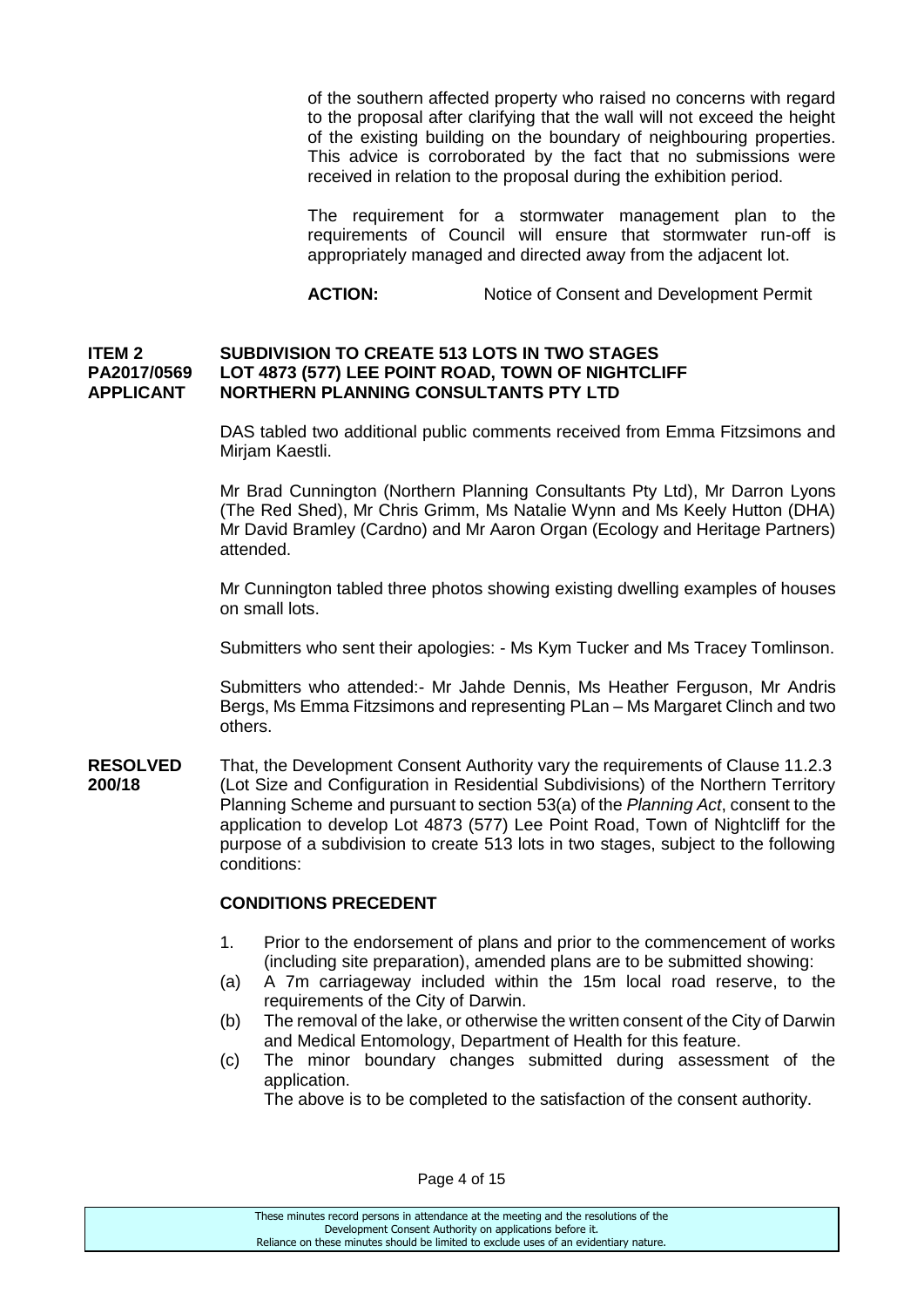of the southern affected property who raised no concerns with regard to the proposal after clarifying that the wall will not exceed the height of the existing building on the boundary of neighbouring properties. This advice is corroborated by the fact that no submissions were received in relation to the proposal during the exhibition period.

The requirement for a stormwater management plan to the requirements of Council will ensure that stormwater run-off is appropriately managed and directed away from the adjacent lot.

**ACTION:** Notice of Consent and Development Permit

**ITEM 2 SUBDIVISION TO CREATE 513 LOTS IN TWO STAGES**
**PA2017/0569 LOT 4873 (577) LEE POINT ROAD, TOWN OF NIGHTCLIFF**
**APPLICANT NORTHERN PLANNING CONSULTANTS PTY LTD**

DAS tabled two additional public comments received from Emma Fitzsimons and Mirjam Kaestli.

Mr Brad Cunnington (Northern Planning Consultants Pty Ltd), Mr Darron Lyons (The Red Shed), Mr Chris Grimm, Ms Natalie Wynn and Ms Keely Hutton (DHA) Mr David Bramley (Cardno) and Mr Aaron Organ (Ecology and Heritage Partners) attended.

Mr Cunnington tabled three photos showing existing dwelling examples of houses on small lots.

Submitters who sent their apologies: - Ms Kym Tucker and Ms Tracey Tomlinson.

Submitters who attended:- Mr Jahde Dennis, Ms Heather Ferguson, Mr Andris Bergs, Ms Emma Fitzsimons and representing PLan – Ms Margaret Clinch and two others.

**RESOLVED 200/18** That, the Development Consent Authority vary the requirements of Clause 11.2.3 (Lot Size and Configuration in Residential Subdivisions) of the Northern Territory Planning Scheme and pursuant to section 53(a) of the *Planning Act*, consent to the application to develop Lot 4873 (577) Lee Point Road, Town of Nightcliff for the purpose of a subdivision to create 513 lots in two stages, subject to the following conditions:

**CONDITIONS PRECEDENT**

1. Prior to the endorsement of plans and prior to the commencement of works (including site preparation), amended plans are to be submitted showing:
   (a) A 7m carriageway included within the 15m local road reserve, to the requirements of the City of Darwin.
   (b) The removal of the lake, or otherwise the written consent of the City of Darwin and Medical Entomology, Department of Health for this feature.
   (c) The minor boundary changes submitted during assessment of the application.

   The above is to be completed to the satisfaction of the consent authority.

These minutes record persons in attendance at the meeting and the resolutions of the Development Consent Authority on applications before it. Reliance on these minutes should be limited to exclude uses of an evidentiary nature.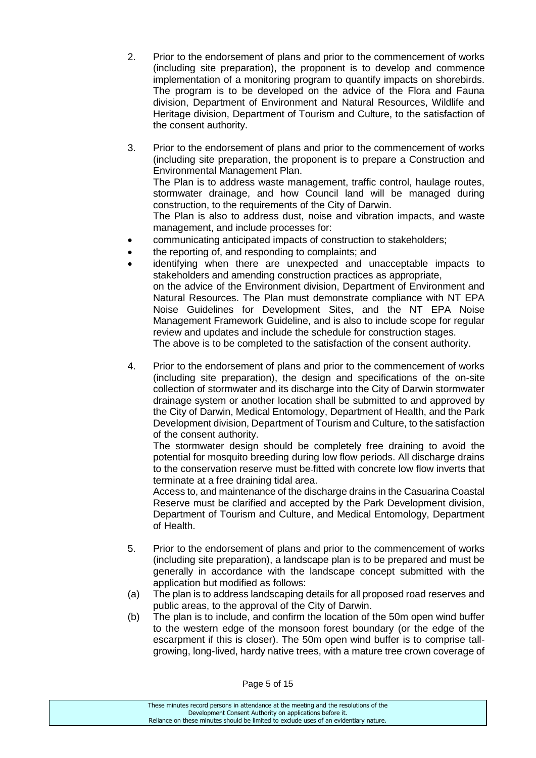2. Prior to the endorsement of plans and prior to the commencement of works (including site preparation), the proponent is to develop and commence implementation of a monitoring program to quantify impacts on shorebirds. The program is to be developed on the advice of the Flora and Fauna division, Department of Environment and Natural Resources, Wildlife and Heritage division, Department of Tourism and Culture, to the satisfaction of the consent authority.

3. Prior to the endorsement of plans and prior to the commencement of works (including site preparation, the proponent is to prepare a Construction and Environmental Management Plan.
   The Plan is to address waste management, traffic control, haulage routes, stormwater drainage, and how Council land will be managed during construction, to the requirements of the City of Darwin.
   The Plan is also to address dust, noise and vibration impacts, and waste management, and include processes for:

- communicating anticipated impacts of construction to stakeholders;
- the reporting of, and responding to complaints; and
- identifying when there are unexpected and unacceptable impacts to stakeholders and amending construction practices as appropriate,
  on the advice of the Environment division, Department of Environment and Natural Resources. The Plan must demonstrate compliance with NT EPA Noise Guidelines for Development Sites, and the NT EPA Noise Management Framework Guideline, and is also to include scope for regular review and updates and include the schedule for construction stages.
  The above is to be completed to the satisfaction of the consent authority.

4. Prior to the endorsement of plans and prior to the commencement of works (including site preparation), the design and specifications of the on-site collection of stormwater and its discharge into the City of Darwin stormwater drainage system or another location shall be submitted to and approved by the City of Darwin, Medical Entomology, Department of Health, and the Park Development division, Department of Tourism and Culture, to the satisfaction of the consent authority.
   The stormwater design should be completely free draining to avoid the potential for mosquito breeding during low flow periods. All discharge drains to the conservation reserve must be fitted with concrete low flow inverts that terminate at a free draining tidal area.
   Access to, and maintenance of the discharge drains in the Casuarina Coastal Reserve must be clarified and accepted by the Park Development division, Department of Tourism and Culture, and Medical Entomology, Department of Health.

5. Prior to the endorsement of plans and prior to the commencement of works (including site preparation), a landscape plan is to be prepared and must be generally in accordance with the landscape concept submitted with the application but modified as follows:

(a) The plan is to address landscaping details for all proposed road reserves and public areas, to the approval of the City of Darwin.

(b) The plan is to include, and confirm the location of the 50m open wind buffer to the western edge of the monsoon forest boundary (or the edge of the escarpment if this is closer). The 50m open wind buffer is to comprise tall-growing, long-lived, hardy native trees, with a mature tree crown coverage of

These minutes record persons in attendance at the meeting and the resolutions of the Development Consent Authority on applications before it.
Reliance on these minutes should be limited to exclude uses of an evidentiary nature.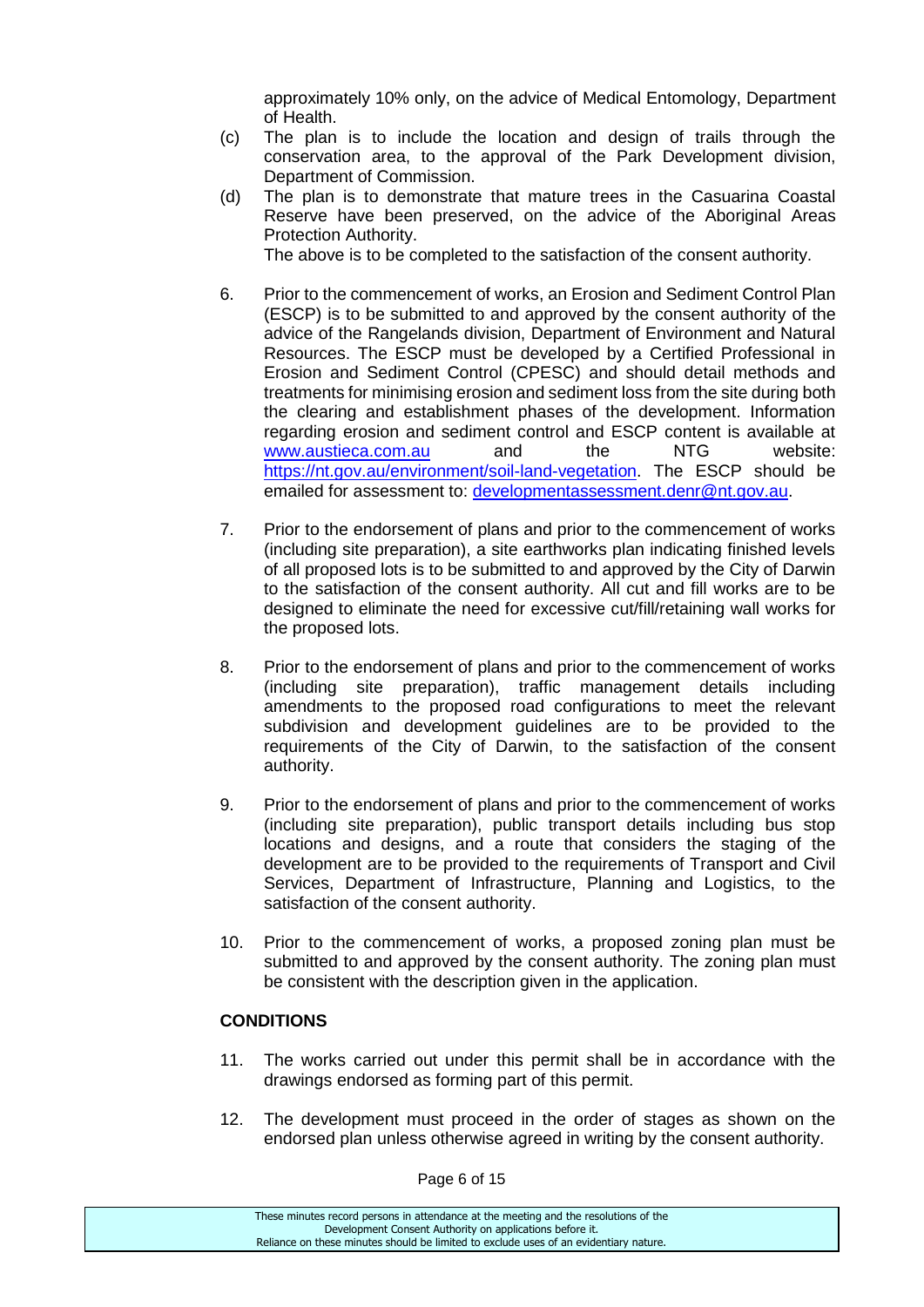approximately 10% only, on the advice of Medical Entomology, Department of Health.

(c) The plan is to include the location and design of trails through the conservation area, to the approval of the Park Development division, Department of Commission.

(d) The plan is to demonstrate that mature trees in the Casuarina Coastal Reserve have been preserved, on the advice of the Aboriginal Areas Protection Authority.

The above is to be completed to the satisfaction of the consent authority.

6. Prior to the commencement of works, an Erosion and Sediment Control Plan (ESCP) is to be submitted to and approved by the consent authority of the advice of the Rangelands division, Department of Environment and Natural Resources. The ESCP must be developed by a Certified Professional in Erosion and Sediment Control (CPESC) and should detail methods and treatments for minimising erosion and sediment loss from the site during both the clearing and establishment phases of the development. Information regarding erosion and sediment control and ESCP content is available at www.austieca.com.au and the NTG website: https://nt.gov.au/environment/soil-land-vegetation. The ESCP should be emailed for assessment to: developmentassessment.denr@nt.gov.au.

7. Prior to the endorsement of plans and prior to the commencement of works (including site preparation), a site earthworks plan indicating finished levels of all proposed lots is to be submitted to and approved by the City of Darwin to the satisfaction of the consent authority. All cut and fill works are to be designed to eliminate the need for excessive cut/fill/retaining wall works for the proposed lots.

8. Prior to the endorsement of plans and prior to the commencement of works (including site preparation), traffic management details including amendments to the proposed road configurations to meet the relevant subdivision and development guidelines are to be provided to the requirements of the City of Darwin, to the satisfaction of the consent authority.

9. Prior to the endorsement of plans and prior to the commencement of works (including site preparation), public transport details including bus stop locations and designs, and a route that considers the staging of the development are to be provided to the requirements of Transport and Civil Services, Department of Infrastructure, Planning and Logistics, to the satisfaction of the consent authority.

10. Prior to the commencement of works, a proposed zoning plan must be submitted to and approved by the consent authority. The zoning plan must be consistent with the description given in the application.

**CONDITIONS**

11. The works carried out under this permit shall be in accordance with the drawings endorsed as forming part of this permit.

12. The development must proceed in the order of stages as shown on the endorsed plan unless otherwise agreed in writing by the consent authority.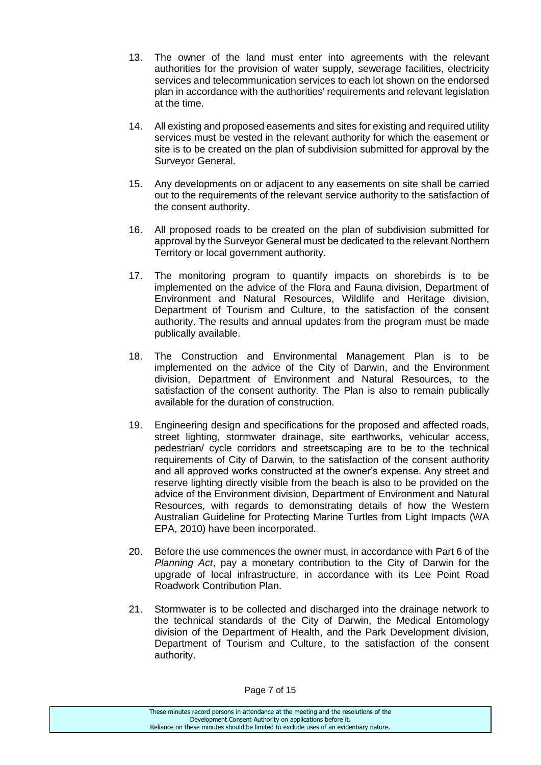13. The owner of the land must enter into agreements with the relevant authorities for the provision of water supply, sewerage facilities, electricity services and telecommunication services to each lot shown on the endorsed plan in accordance with the authorities' requirements and relevant legislation at the time.

14. All existing and proposed easements and sites for existing and required utility services must be vested in the relevant authority for which the easement or site is to be created on the plan of subdivision submitted for approval by the Surveyor General.

15. Any developments on or adjacent to any easements on site shall be carried out to the requirements of the relevant service authority to the satisfaction of the consent authority.

16. All proposed roads to be created on the plan of subdivision submitted for approval by the Surveyor General must be dedicated to the relevant Northern Territory or local government authority.

17. The monitoring program to quantify impacts on shorebirds is to be implemented on the advice of the Flora and Fauna division, Department of Environment and Natural Resources, Wildlife and Heritage division, Department of Tourism and Culture, to the satisfaction of the consent authority. The results and annual updates from the program must be made publically available.

18. The Construction and Environmental Management Plan is to be implemented on the advice of the City of Darwin, and the Environment division, Department of Environment and Natural Resources, to the satisfaction of the consent authority. The Plan is also to remain publically available for the duration of construction.

19. Engineering design and specifications for the proposed and affected roads, street lighting, stormwater drainage, site earthworks, vehicular access, pedestrian/ cycle corridors and streetscaping are to be to the technical requirements of City of Darwin, to the satisfaction of the consent authority and all approved works constructed at the owner's expense. Any street and reserve lighting directly visible from the beach is also to be provided on the advice of the Environment division, Department of Environment and Natural Resources, with regards to demonstrating details of how the Western Australian Guideline for Protecting Marine Turtles from Light Impacts (WA EPA, 2010) have been incorporated.

20. Before the use commences the owner must, in accordance with Part 6 of the *Planning Act*, pay a monetary contribution to the City of Darwin for the upgrade of local infrastructure, in accordance with its Lee Point Road Roadwork Contribution Plan.

21. Stormwater is to be collected and discharged into the drainage network to the technical standards of the City of Darwin, the Medical Entomology division of the Department of Health, and the Park Development division, Department of Tourism and Culture, to the satisfaction of the consent authority.

These minutes record persons in attendance at the meeting and the resolutions of the Development Consent Authority on applications before it. Reliance on these minutes should be limited to exclude uses of an evidentiary nature.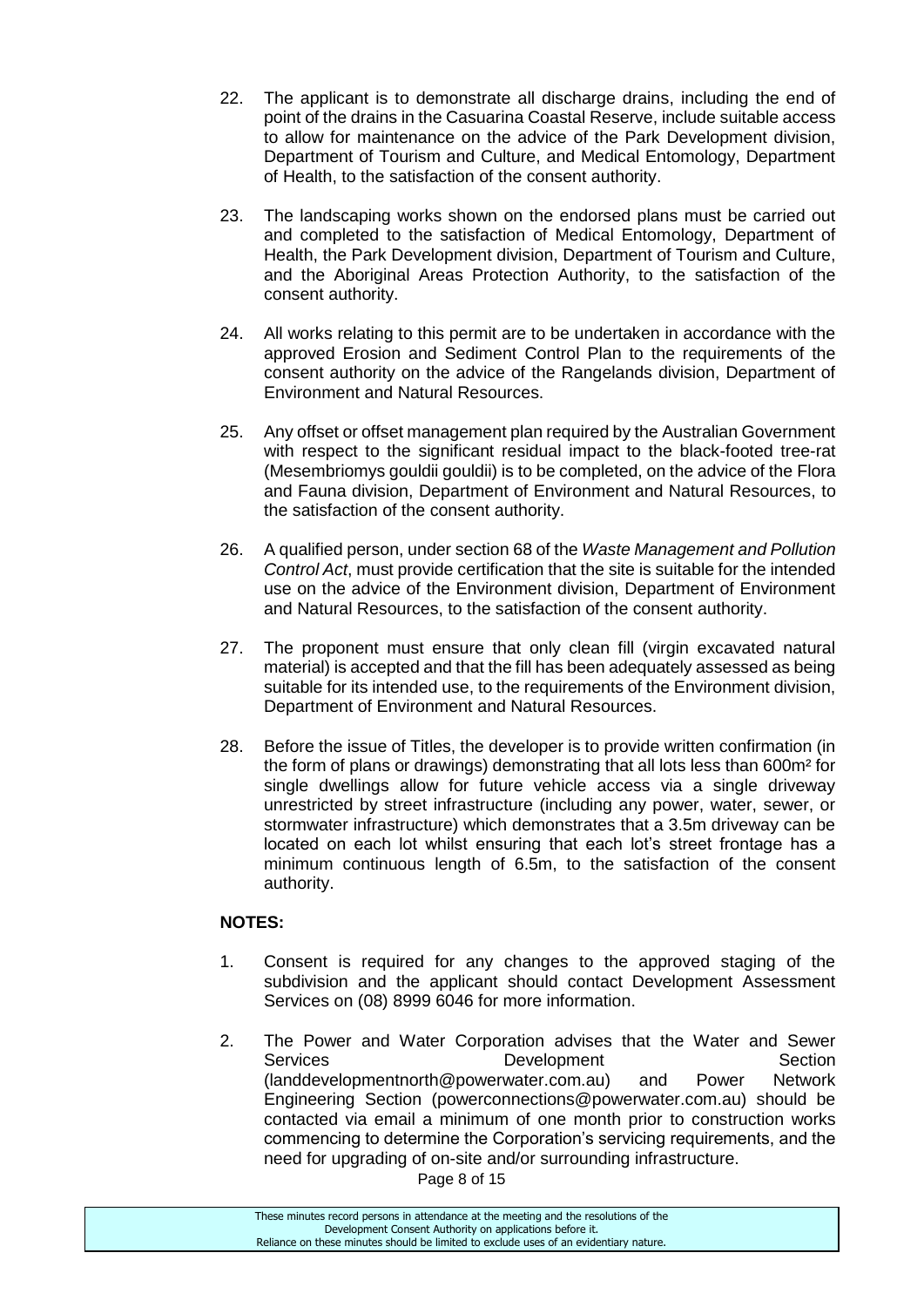22. The applicant is to demonstrate all discharge drains, including the end of point of the drains in the Casuarina Coastal Reserve, include suitable access to allow for maintenance on the advice of the Park Development division, Department of Tourism and Culture, and Medical Entomology, Department of Health, to the satisfaction of the consent authority.

23. The landscaping works shown on the endorsed plans must be carried out and completed to the satisfaction of Medical Entomology, Department of Health, the Park Development division, Department of Tourism and Culture, and the Aboriginal Areas Protection Authority, to the satisfaction of the consent authority.

24. All works relating to this permit are to be undertaken in accordance with the approved Erosion and Sediment Control Plan to the requirements of the consent authority on the advice of the Rangelands division, Department of Environment and Natural Resources.

25. Any offset or offset management plan required by the Australian Government with respect to the significant residual impact to the black-footed tree-rat (Mesembriomys gouldii gouldii) is to be completed, on the advice of the Flora and Fauna division, Department of Environment and Natural Resources, to the satisfaction of the consent authority.

26. A qualified person, under section 68 of the *Waste Management and Pollution Control Act*, must provide certification that the site is suitable for the intended use on the advice of the Environment division, Department of Environment and Natural Resources, to the satisfaction of the consent authority.

27. The proponent must ensure that only clean fill (virgin excavated natural material) is accepted and that the fill has been adequately assessed as being suitable for its intended use, to the requirements of the Environment division, Department of Environment and Natural Resources.

28. Before the issue of Titles, the developer is to provide written confirmation (in the form of plans or drawings) demonstrating that all lots less than 600m² for single dwellings allow for future vehicle access via a single driveway unrestricted by street infrastructure (including any power, water, sewer, or stormwater infrastructure) which demonstrates that a 3.5m driveway can be located on each lot whilst ensuring that each lot's street frontage has a minimum continuous length of 6.5m, to the satisfaction of the consent authority.

**NOTES:**

1. Consent is required for any changes to the approved staging of the subdivision and the applicant should contact Development Assessment Services on (08) 8999 6046 for more information.

2. The Power and Water Corporation advises that the Water and Sewer Services Development Section (landdevelopmentnorth@powerwater.com.au) and Power Network Engineering Section (powerconnections@powerwater.com.au) should be contacted via email a minimum of one month prior to construction works commencing to determine the Corporation's servicing requirements, and the need for upgrading of on-site and/or surrounding infrastructure.

These minutes record persons in attendance at the meeting and the resolutions of the Development Consent Authority on applications before it. Reliance on these minutes should be limited to exclude uses of an evidentiary nature.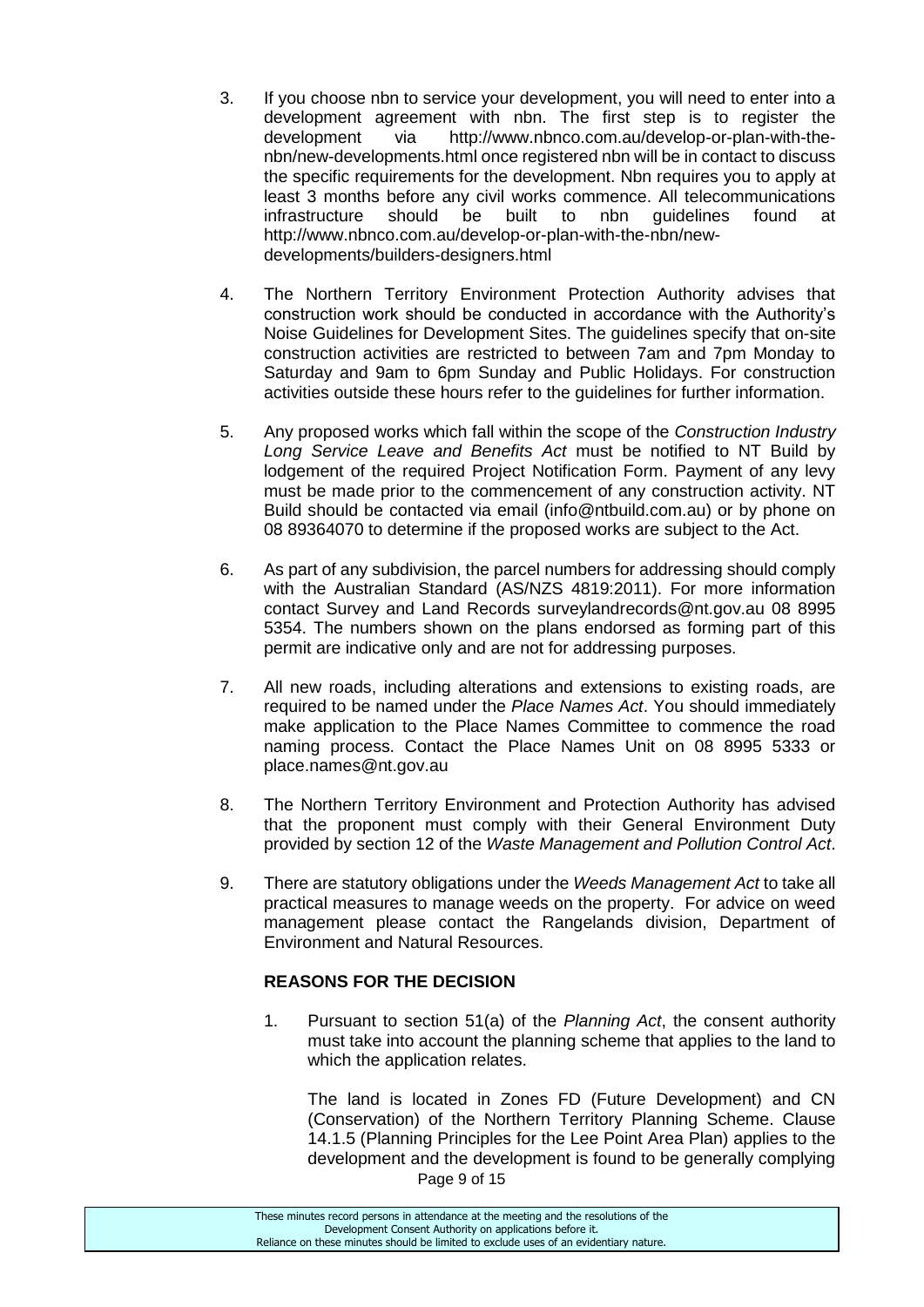3. If you choose nbn to service your development, you will need to enter into a development agreement with nbn. The first step is to register the development via http://www.nbnco.com.au/develop-or-plan-with-the-nbn/new-developments.html once registered nbn will be in contact to discuss the specific requirements for the development. Nbn requires you to apply at least 3 months before any civil works commence. All telecommunications infrastructure should be built to nbn guidelines found at http://www.nbnco.com.au/develop-or-plan-with-the-nbn/new-developments/builders-designers.html

4. The Northern Territory Environment Protection Authority advises that construction work should be conducted in accordance with the Authority's Noise Guidelines for Development Sites. The guidelines specify that on-site construction activities are restricted to between 7am and 7pm Monday to Saturday and 9am to 6pm Sunday and Public Holidays. For construction activities outside these hours refer to the guidelines for further information.

5. Any proposed works which fall within the scope of the *Construction Industry Long Service Leave and Benefits Act* must be notified to NT Build by lodgement of the required Project Notification Form. Payment of any levy must be made prior to the commencement of any construction activity. NT Build should be contacted via email (info@ntbuild.com.au) or by phone on 08 89364070 to determine if the proposed works are subject to the Act.

6. As part of any subdivision, the parcel numbers for addressing should comply with the Australian Standard (AS/NZS 4819:2011). For more information contact Survey and Land Records surveylandrecords@nt.gov.au 08 8995 5354. The numbers shown on the plans endorsed as forming part of this permit are indicative only and are not for addressing purposes.

7. All new roads, including alterations and extensions to existing roads, are required to be named under the *Place Names Act*. You should immediately make application to the Place Names Committee to commence the road naming process. Contact the Place Names Unit on 08 8995 5333 or place.names@nt.gov.au

8. The Northern Territory Environment and Protection Authority has advised that the proponent must comply with their General Environment Duty provided by section 12 of the *Waste Management and Pollution Control Act*.

9. There are statutory obligations under the *Weeds Management Act* to take all practical measures to manage weeds on the property. For advice on weed management please contact the Rangelands division, Department of Environment and Natural Resources.

**REASONS FOR THE DECISION**

1. Pursuant to section 51(a) of the *Planning Act*, the consent authority must take into account the planning scheme that applies to the land to which the application relates.

   The land is located in Zones FD (Future Development) and CN (Conservation) of the Northern Territory Planning Scheme. Clause 14.1.5 (Planning Principles for the Lee Point Area Plan) applies to the development and the development is found to be generally complying

These minutes record persons in attendance at the meeting and the resolutions of the Development Consent Authority on applications before it. Reliance on these minutes should be limited to exclude uses of an evidentiary nature.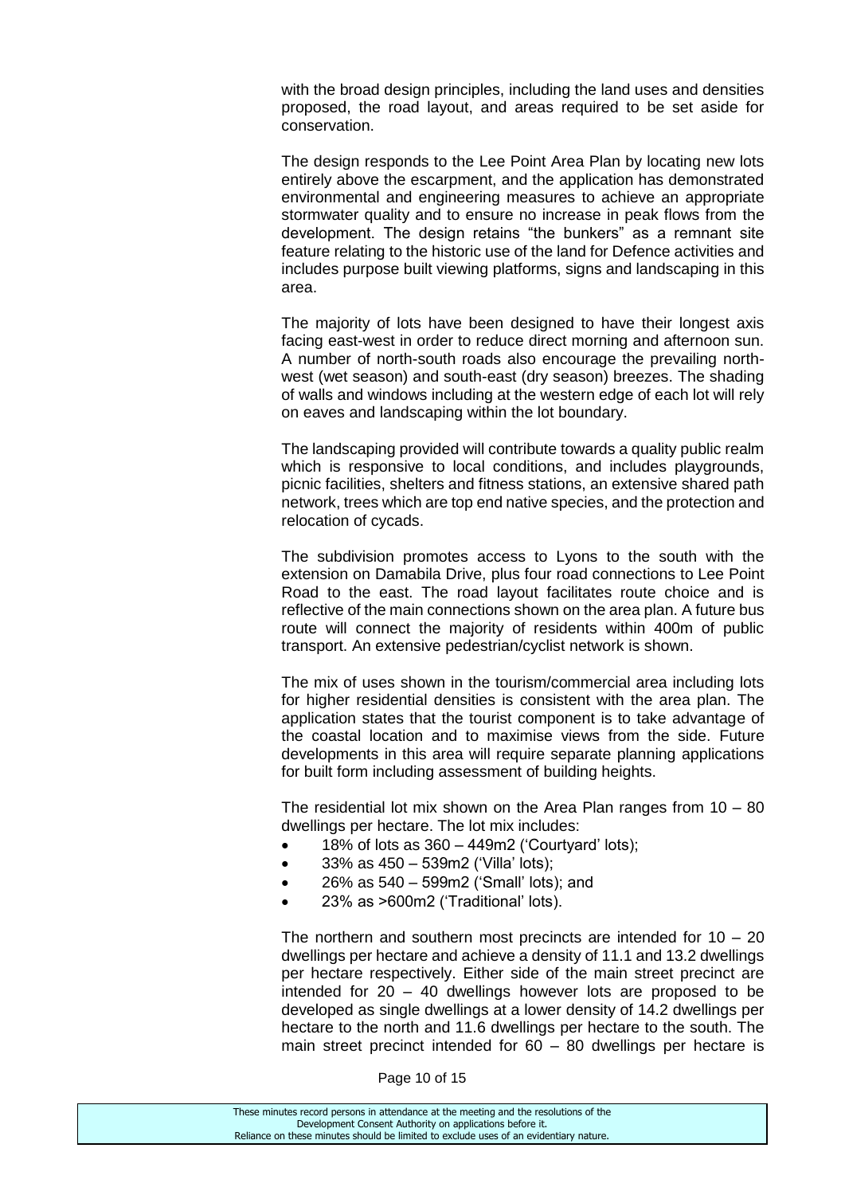with the broad design principles, including the land uses and densities proposed, the road layout, and areas required to be set aside for conservation.

The design responds to the Lee Point Area Plan by locating new lots entirely above the escarpment, and the application has demonstrated environmental and engineering measures to achieve an appropriate stormwater quality and to ensure no increase in peak flows from the development. The design retains "the bunkers" as a remnant site feature relating to the historic use of the land for Defence activities and includes purpose built viewing platforms, signs and landscaping in this area.

The majority of lots have been designed to have their longest axis facing east-west in order to reduce direct morning and afternoon sun. A number of north-south roads also encourage the prevailing north-west (wet season) and south-east (dry season) breezes. The shading of walls and windows including at the western edge of each lot will rely on eaves and landscaping within the lot boundary.

The landscaping provided will contribute towards a quality public realm which is responsive to local conditions, and includes playgrounds, picnic facilities, shelters and fitness stations, an extensive shared path network, trees which are top end native species, and the protection and relocation of cycads.

The subdivision promotes access to Lyons to the south with the extension on Damabila Drive, plus four road connections to Lee Point Road to the east. The road layout facilitates route choice and is reflective of the main connections shown on the area plan. A future bus route will connect the majority of residents within 400m of public transport. An extensive pedestrian/cyclist network is shown.

The mix of uses shown in the tourism/commercial area including lots for higher residential densities is consistent with the area plan. The application states that the tourist component is to take advantage of the coastal location and to maximise views from the side. Future developments in this area will require separate planning applications for built form including assessment of building heights.

The residential lot mix shown on the Area Plan ranges from 10 – 80 dwellings per hectare. The lot mix includes:

- 18% of lots as 360 – 449m2 ('Courtyard' lots);
- 33% as 450 – 539m2 ('Villa' lots);
- 26% as 540 – 599m2 ('Small' lots); and
- 23% as >600m2 ('Traditional' lots).

The northern and southern most precincts are intended for 10 – 20 dwellings per hectare and achieve a density of 11.1 and 13.2 dwellings per hectare respectively. Either side of the main street precinct are intended for 20 – 40 dwellings however lots are proposed to be developed as single dwellings at a lower density of 14.2 dwellings per hectare to the north and 11.6 dwellings per hectare to the south. The main street precinct intended for 60 – 80 dwellings per hectare is

These minutes record persons in attendance at the meeting and the resolutions of the Development Consent Authority on applications before it. Reliance on these minutes should be limited to exclude uses of an evidentiary nature.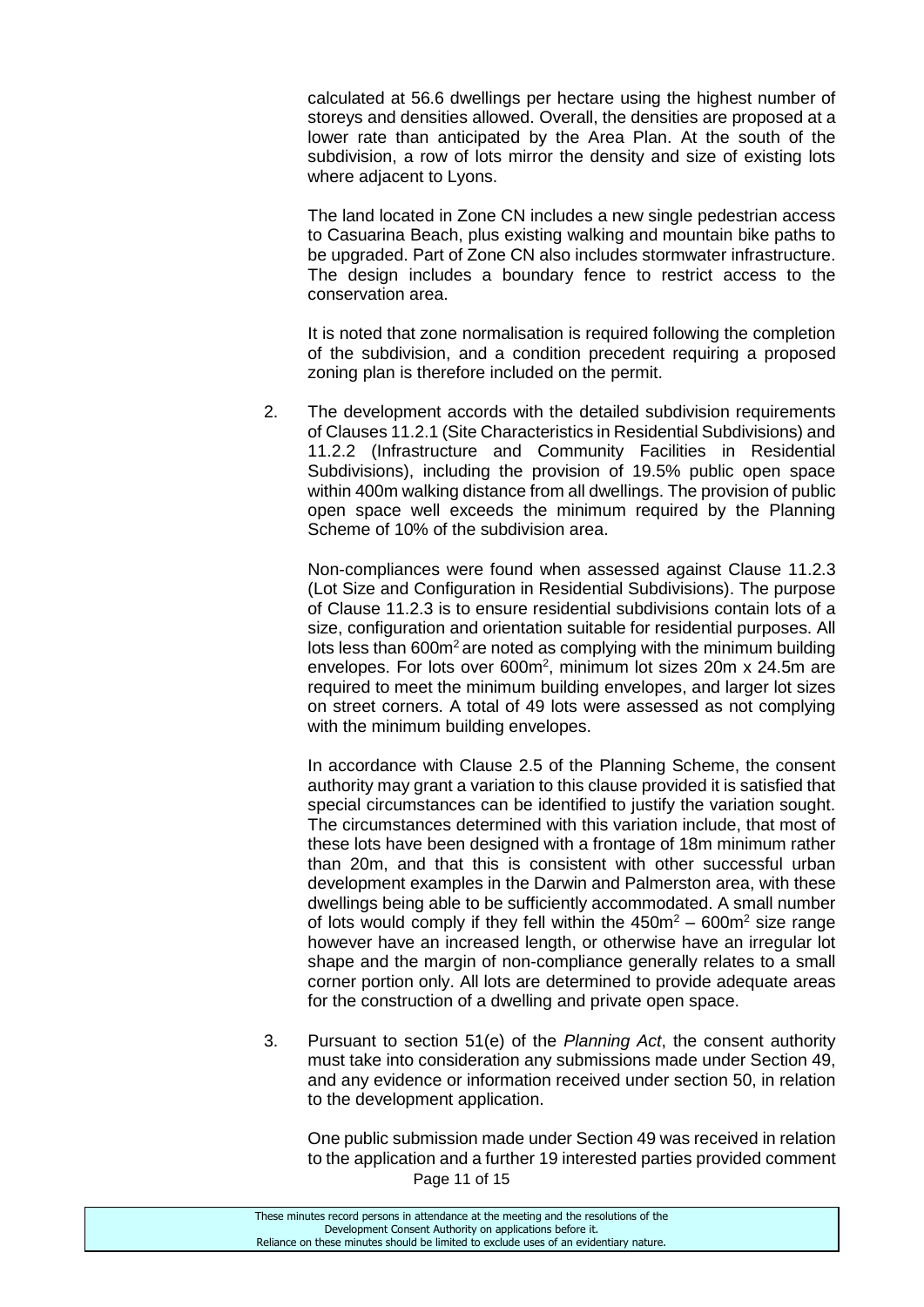calculated at 56.6 dwellings per hectare using the highest number of storeys and densities allowed. Overall, the densities are proposed at a lower rate than anticipated by the Area Plan. At the south of the subdivision, a row of lots mirror the density and size of existing lots where adjacent to Lyons.

The land located in Zone CN includes a new single pedestrian access to Casuarina Beach, plus existing walking and mountain bike paths to be upgraded. Part of Zone CN also includes stormwater infrastructure. The design includes a boundary fence to restrict access to the conservation area.

It is noted that zone normalisation is required following the completion of the subdivision, and a condition precedent requiring a proposed zoning plan is therefore included on the permit.

2. The development accords with the detailed subdivision requirements of Clauses 11.2.1 (Site Characteristics in Residential Subdivisions) and 11.2.2 (Infrastructure and Community Facilities in Residential Subdivisions), including the provision of 19.5% public open space within 400m walking distance from all dwellings. The provision of public open space well exceeds the minimum required by the Planning Scheme of 10% of the subdivision area.

   Non-compliances were found when assessed against Clause 11.2.3 (Lot Size and Configuration in Residential Subdivisions). The purpose of Clause 11.2.3 is to ensure residential subdivisions contain lots of a size, configuration and orientation suitable for residential purposes. All lots less than 600m$^2$ are noted as complying with the minimum building envelopes. For lots over 600m$^2$, minimum lot sizes 20m x 24.5m are required to meet the minimum building envelopes, and larger lot sizes on street corners. A total of 49 lots were assessed as not complying with the minimum building envelopes.

   In accordance with Clause 2.5 of the Planning Scheme, the consent authority may grant a variation to this clause provided it is satisfied that special circumstances can be identified to justify the variation sought. The circumstances determined with this variation include, that most of these lots have been designed with a frontage of 18m minimum rather than 20m, and that this is consistent with other successful urban development examples in the Darwin and Palmerston area, with these dwellings being able to be sufficiently accommodated. A small number of lots would comply if they fell within the 450m$^2$ – 600m$^2$ size range however have an increased length, or otherwise have an irregular lot shape and the margin of non-compliance generally relates to a small corner portion only. All lots are determined to provide adequate areas for the construction of a dwelling and private open space.

3. Pursuant to section 51(e) of the *Planning Act*, the consent authority must take into consideration any submissions made under Section 49, and any evidence or information received under section 50, in relation to the development application.

   One public submission made under Section 49 was received in relation to the application and a further 19 interested parties provided comment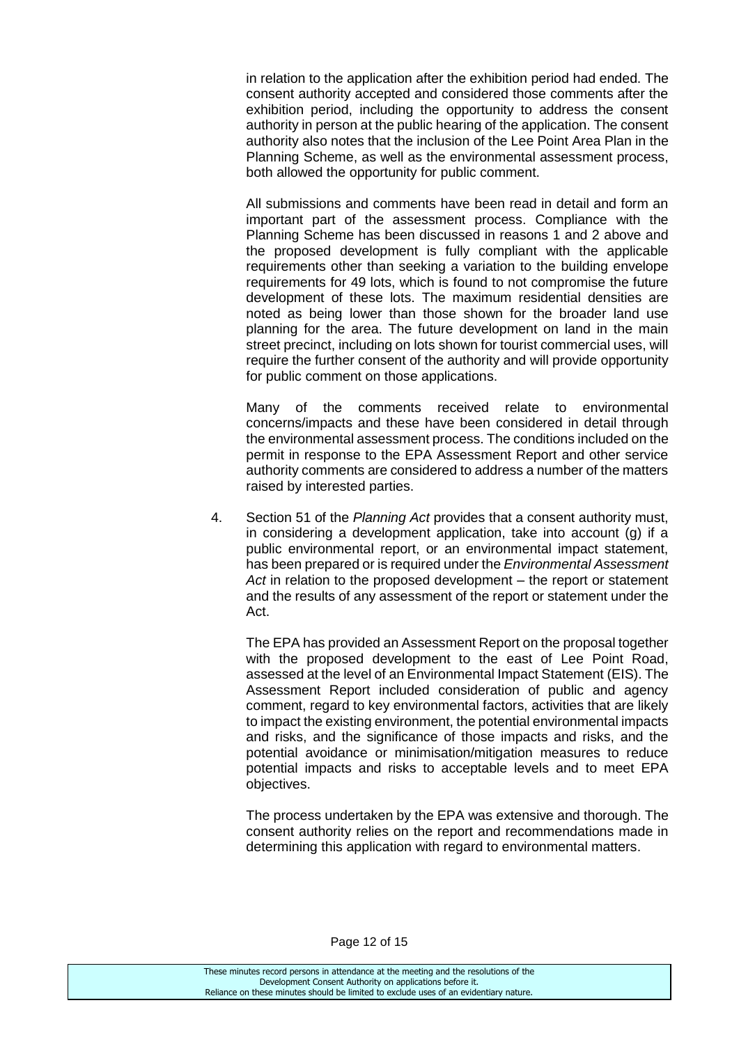in relation to the application after the exhibition period had ended. The consent authority accepted and considered those comments after the exhibition period, including the opportunity to address the consent authority in person at the public hearing of the application. The consent authority also notes that the inclusion of the Lee Point Area Plan in the Planning Scheme, as well as the environmental assessment process, both allowed the opportunity for public comment.

All submissions and comments have been read in detail and form an important part of the assessment process. Compliance with the Planning Scheme has been discussed in reasons 1 and 2 above and the proposed development is fully compliant with the applicable requirements other than seeking a variation to the building envelope requirements for 49 lots, which is found to not compromise the future development of these lots. The maximum residential densities are noted as being lower than those shown for the broader land use planning for the area. The future development on land in the main street precinct, including on lots shown for tourist commercial uses, will require the further consent of the authority and will provide opportunity for public comment on those applications.

Many of the comments received relate to environmental concerns/impacts and these have been considered in detail through the environmental assessment process. The conditions included on the permit in response to the EPA Assessment Report and other service authority comments are considered to address a number of the matters raised by interested parties.

4. Section 51 of the *Planning Act* provides that a consent authority must, in considering a development application, take into account (g) if a public environmental report, or an environmental impact statement, has been prepared or is required under the *Environmental Assessment Act* in relation to the proposed development – the report or statement and the results of any assessment of the report or statement under the Act.

   The EPA has provided an Assessment Report on the proposal together with the proposed development to the east of Lee Point Road, assessed at the level of an Environmental Impact Statement (EIS). The Assessment Report included consideration of public and agency comment, regard to key environmental factors, activities that are likely to impact the existing environment, the potential environmental impacts and risks, and the significance of those impacts and risks, and the potential avoidance or minimisation/mitigation measures to reduce potential impacts and risks to acceptable levels and to meet EPA objectives.

   The process undertaken by the EPA was extensive and thorough. The consent authority relies on the report and recommendations made in determining this application with regard to environmental matters.

These minutes record persons in attendance at the meeting and the resolutions of the Development Consent Authority on applications before it. Reliance on these minutes should be limited to exclude uses of an evidentiary nature.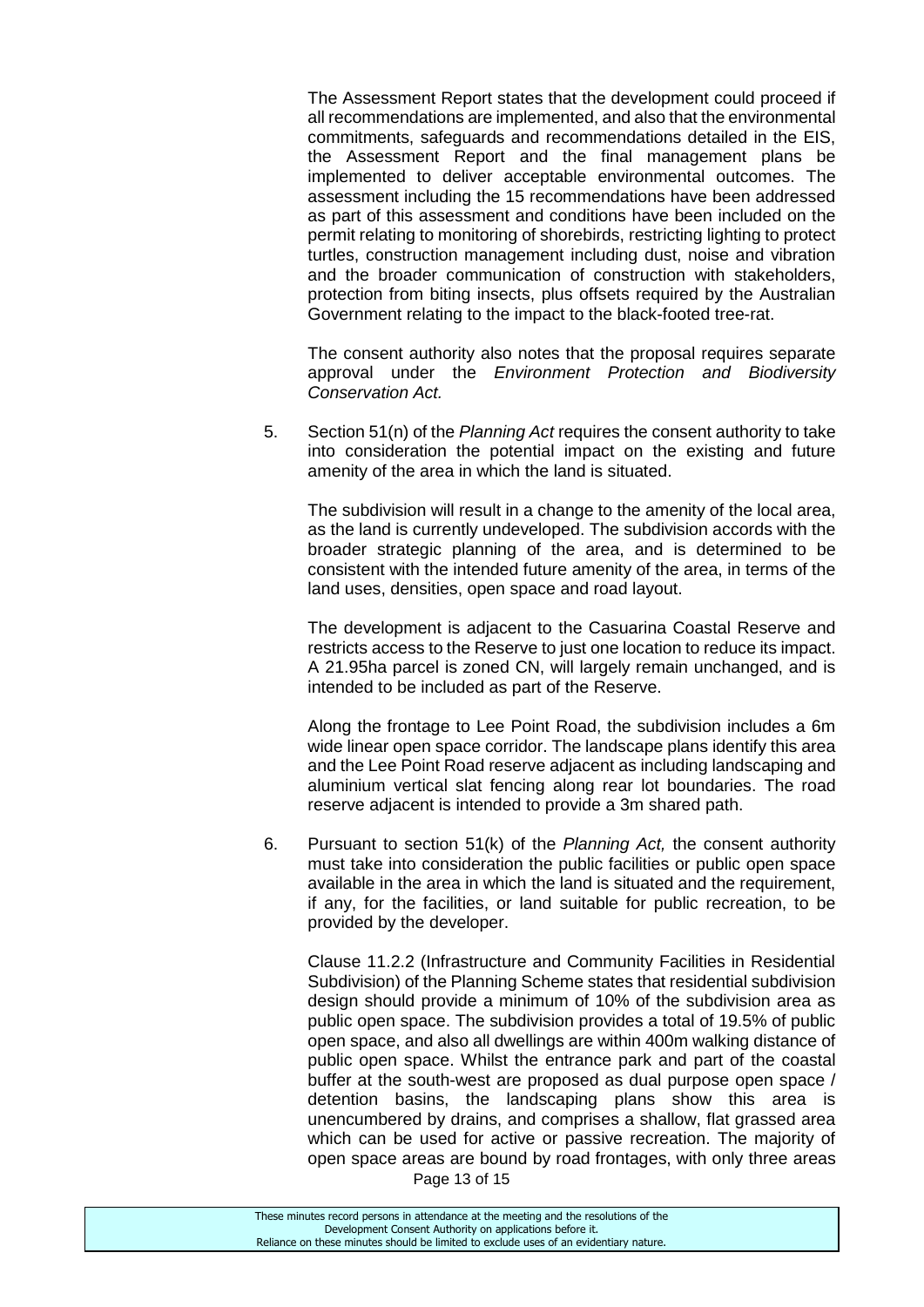The Assessment Report states that the development could proceed if all recommendations are implemented, and also that the environmental commitments, safeguards and recommendations detailed in the EIS, the Assessment Report and the final management plans be implemented to deliver acceptable environmental outcomes. The assessment including the 15 recommendations have been addressed as part of this assessment and conditions have been included on the permit relating to monitoring of shorebirds, restricting lighting to protect turtles, construction management including dust, noise and vibration and the broader communication of construction with stakeholders, protection from biting insects, plus offsets required by the Australian Government relating to the impact to the black-footed tree-rat.

The consent authority also notes that the proposal requires separate approval under the *Environment Protection and Biodiversity Conservation Act.*

5. Section 51(n) of the *Planning Act* requires the consent authority to take into consideration the potential impact on the existing and future amenity of the area in which the land is situated.

   The subdivision will result in a change to the amenity of the local area, as the land is currently undeveloped. The subdivision accords with the broader strategic planning of the area, and is determined to be consistent with the intended future amenity of the area, in terms of the land uses, densities, open space and road layout.

   The development is adjacent to the Casuarina Coastal Reserve and restricts access to the Reserve to just one location to reduce its impact. A 21.95ha parcel is zoned CN, will largely remain unchanged, and is intended to be included as part of the Reserve.

   Along the frontage to Lee Point Road, the subdivision includes a 6m wide linear open space corridor. The landscape plans identify this area and the Lee Point Road reserve adjacent as including landscaping and aluminium vertical slat fencing along rear lot boundaries. The road reserve adjacent is intended to provide a 3m shared path.

6. Pursuant to section 51(k) of the *Planning Act,* the consent authority must take into consideration the public facilities or public open space available in the area in which the land is situated and the requirement, if any, for the facilities, or land suitable for public recreation, to be provided by the developer.

   Clause 11.2.2 (Infrastructure and Community Facilities in Residential Subdivision) of the Planning Scheme states that residential subdivision design should provide a minimum of 10% of the subdivision area as public open space. The subdivision provides a total of 19.5% of public open space, and also all dwellings are within 400m walking distance of public open space. Whilst the entrance park and part of the coastal buffer at the south-west are proposed as dual purpose open space / detention basins, the landscaping plans show this area is unencumbered by drains, and comprises a shallow, flat grassed area which can be used for active or passive recreation. The majority of open space areas are bound by road frontages, with only three areas

These minutes record persons in attendance at the meeting and the resolutions of the Development Consent Authority on applications before it. Reliance on these minutes should be limited to exclude uses of an evidentiary nature.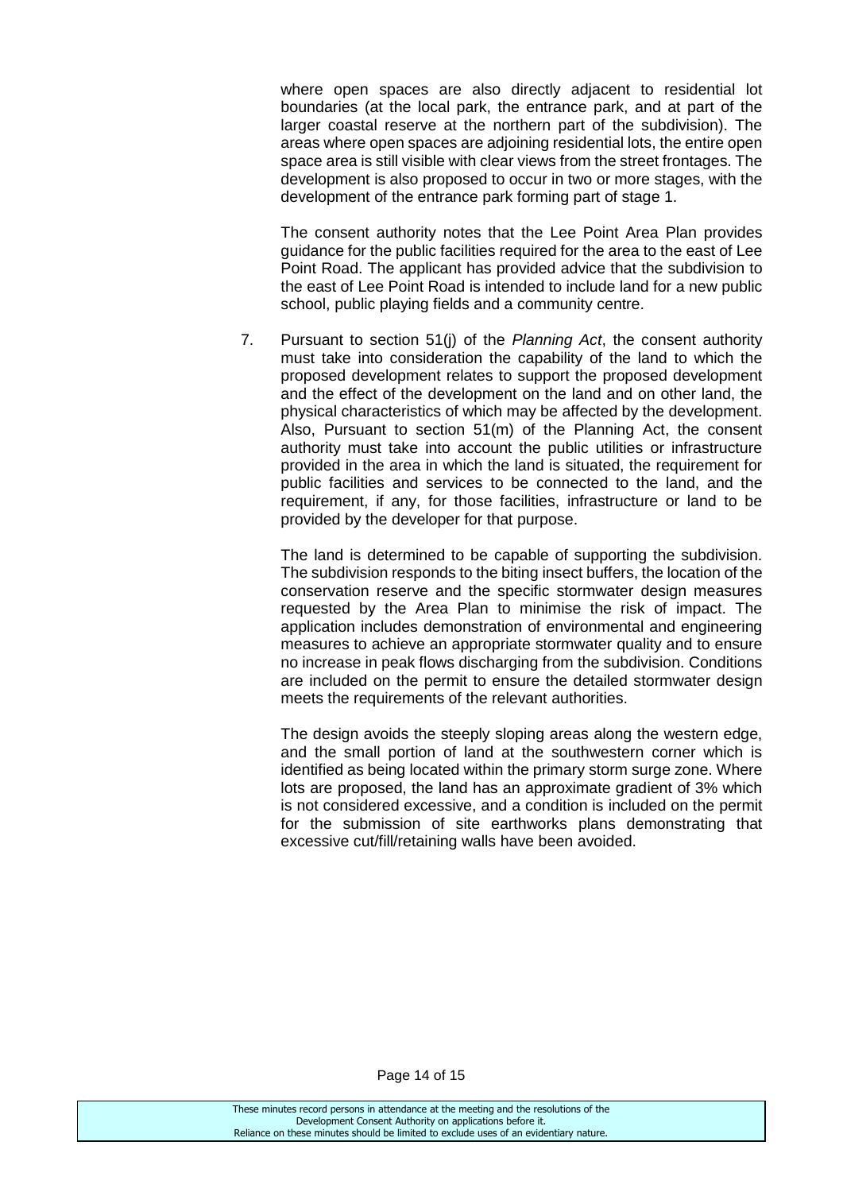where open spaces are also directly adjacent to residential lot boundaries (at the local park, the entrance park, and at part of the larger coastal reserve at the northern part of the subdivision). The areas where open spaces are adjoining residential lots, the entire open space area is still visible with clear views from the street frontages. The development is also proposed to occur in two or more stages, with the development of the entrance park forming part of stage 1.

The consent authority notes that the Lee Point Area Plan provides guidance for the public facilities required for the area to the east of Lee Point Road. The applicant has provided advice that the subdivision to the east of Lee Point Road is intended to include land for a new public school, public playing fields and a community centre.

7. Pursuant to section 51(j) of the *Planning Act*, the consent authority must take into consideration the capability of the land to which the proposed development relates to support the proposed development and the effect of the development on the land and on other land, the physical characteristics of which may be affected by the development. Also, Pursuant to section 51(m) of the Planning Act, the consent authority must take into account the public utilities or infrastructure provided in the area in which the land is situated, the requirement for public facilities and services to be connected to the land, and the requirement, if any, for those facilities, infrastructure or land to be provided by the developer for that purpose.

   The land is determined to be capable of supporting the subdivision. The subdivision responds to the biting insect buffers, the location of the conservation reserve and the specific stormwater design measures requested by the Area Plan to minimise the risk of impact. The application includes demonstration of environmental and engineering measures to achieve an appropriate stormwater quality and to ensure no increase in peak flows discharging from the subdivision. Conditions are included on the permit to ensure the detailed stormwater design meets the requirements of the relevant authorities.

   The design avoids the steeply sloping areas along the western edge, and the small portion of land at the southwestern corner which is identified as being located within the primary storm surge zone. Where lots are proposed, the land has an approximate gradient of 3% which is not considered excessive, and a condition is included on the permit for the submission of site earthworks plans demonstrating that excessive cut/fill/retaining walls have been avoided.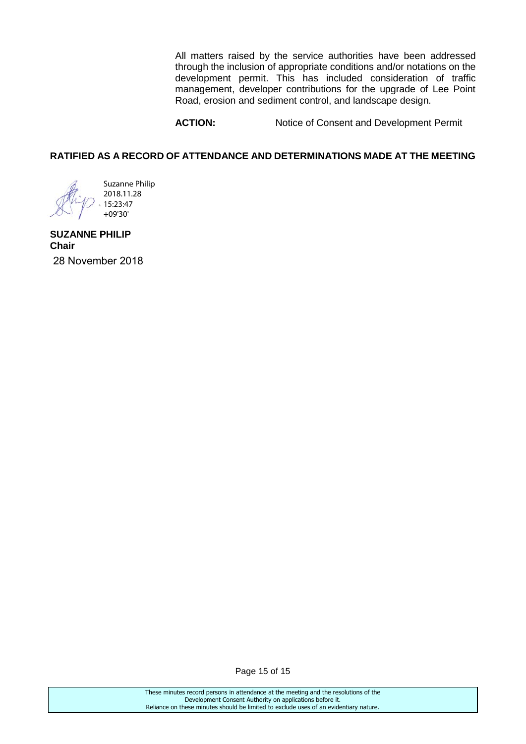All matters raised by the service authorities have been addressed through the inclusion of appropriate conditions and/or notations on the development permit. This has included consideration of traffic management, developer contributions for the upgrade of Lee Point Road, erosion and sediment control, and landscape design.

**ACTION:** Notice of Consent and Development Permit

**RATIFIED AS A RECORD OF ATTENDANCE AND DETERMINATIONS MADE AT THE MEETING**

Suzanne Philip
2018.11.28
15:23:47
+09'30'

**SUZANNE PHILIP**
**Chair**
28 November 2018

These minutes record persons in attendance at the meeting and the resolutions of the Development Consent Authority on applications before it.
Reliance on these minutes should be limited to exclude uses of an evidentiary nature.